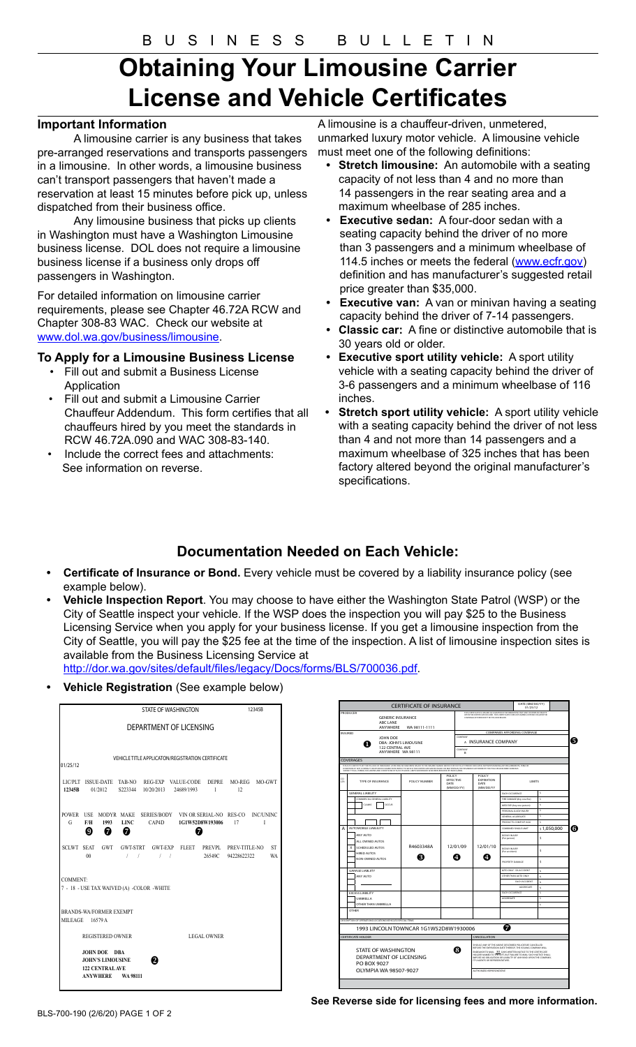# BUSINESS BULLETIN

# Obtaining Your Limousine Carrier License and Vehicle Certificates

### Important Information

A limousine carrier is any business that takes pre-arranged reservations and transports passengers in a limousine. In other words, a limousine business can't transport passengers that haven't made a reservation at least 15 minutes before pick up, unless dispatched from their business office.

Any limousine business that picks up clients in Washington must have a Washington Limousine business license. DOL does not require a limousine business license if a business only drops off passengers in Washington.

For detailed information on limousine carrier requirements, please see Chapter 46.72A RCW and Chapter 308-83 WAC. Check our website at www.dol.wa.gov/business/limousine.

### To Apply for a Limousine Business License

- Fill out and submit a Business License Application
- Fill out and submit a Limousine Carrier Chauffeur Addendum. This form certifies that all chauffeurs hired by you meet the standards in RCW 46.72A.090 and WAC 308-83-140.
- Include the correct fees and attachments: See information on reverse.

A limousine is a chauffeur-driven, unmetered, unmarked luxury motor vehicle. A limousine vehicle must meet one of the following definitions:

- **Stretch limousine:** An automobile with a seating capacity of not less than 4 and no more than 14 passengers in the rear seating area and a maximum wheelbase of 285 inches.
- **Executive sedan:** A four-door sedan with a seating capacity behind the driver of no more than 3 passengers and a minimum wheelbase of 114.5 inches or meets the federal (www.ecfr.gov) definition and has manufacturer's suggested retail price greater than $35,000.
- **Executive van:** A van or minivan having a seating capacity behind the driver of 7-14 passengers.
- **Classic car:** A fine or distinctive automobile that is 30 years old or older.
- **Executive sport utility vehicle:** A sport utility vehicle with a seating capacity behind the driver of 3-6 passengers and a minimum wheelbase of 116 inches.
- **Stretch sport utility vehicle:** A sport utility vehicle with a seating capacity behind the driver of not less than 4 and not more than 14 passengers and a maximum wheelbase of 325 inches that has been factory altered beyond the original manufacturer's specifications.

## Documentation Needed on Each Vehicle:

- **Certificate of Insurance or Bond.** Every vehicle must be covered by a liability insurance policy (see example below).
- **Vehicle Inspection Report**. You may choose to have either the Washington State Patrol (WSP) or the City of Seattle inspect your vehicle. If the WSP does the inspection you will pay $25 to the Business Licensing Service when you apply for your business license. If you get a limousine inspection from the City of Seattle, you will pay the $25 fee at the time of the inspection. A list of limousine inspection sites is available from the Business Licensing Service at http://dor.wa.gov/sites/default/files/legacy/Docs/forms/BLS/700036.pdf.
- **Vehicle Registration** (See example below)

**Example: Vehicle Registration**

STATE OF WASHINGTON 12345B

DEPARTMENT OF LICENSING

VEHICLE TITLE APPLICATON/REGISTRATION CERTIFICATE

01/25/12

| LIC/PLT | ISSUE-DATE | TAB-NO | REG-EXP | VALUE-CODE | DEPRE | MO-REG | MO-GWT |
|---|---|---|---|---|---|---|---|
| 12345B | 01/2012 | S223344 | 10/20/2013 | 24689/1993 | 1 | 12 | |

| POWER | USE | MODYR | MAKE | SERIES/BODY | VIN OR SERIAL-NO | RES-CO | INC/UNINC |
|---|---|---|---|---|---|---|---|
| G | F/H ❾ | 1993 ❼ | LINC ❼ | CAP4D | 1G1W52D8W193006 ❼ | 17 | I |

| SCLWT | SEAT | GWT | GWT-STRT | GWT-EXP | FLEET | PREVPL | PREV-TITLE-NO | ST |
|---|---|---|---|---|---|---|---|---|
| | 00 | | / / | / / | | 26549C | 94228622322 | WA |

COMMENT:
7 - 18 - USE TAX WAIVED (A) -COLOR -WHITE

BRANDS-WA/FORMER EXEMPT
MILEAGE 16579 A

REGISTERED OWNER — LEGAL OWNER

JOHN DOE DBA
JOHN'S LIMOUSINE ❷
122 CENTRAL AVE
ANYWHERE WA 98111

**Example: Certificate of Insurance**

CERTIFICATE OF INSURANCE — DATE (MM/DD/YY) 01/2012

PRODUCER: GENERIC INSURANCE, ABC LANE, ANYWHERE WA 98111-1111

INSURED ❶: JOHN DOE, DBA: JOHN'S LIMOUSINE, 122 CENTRAL AVE, ANYWHERE WA 98111

COMPANIES AFFORDING COVERAGE: COMPANY A INSURANCE COMPANY ❺

COVERAGES

| CO LTR | TYPE OF INSURANCE | POLICY NUMBER | POLICY EFFECTIVE DATE (MM/DD/YY) | POLICY EXPIRATION DATE (MM/DD/YY) | LIMITS | |
|---|---|---|---|---|---|---|
| | GENERAL LIABILITY | | | | EACH OCCURRENCE | $ |
| A | AUTOMOBILE LIABILITY: ANY AUTO; ALL OWNED AUTOS; X SCHEDULED AUTOS; HIRED AUTOS; NON-OWNED AUTOS | R4603348A ❸ | 12/01/09 ❹ | 12/01/10 ❹ | COMBINED SINGLE LIMIT | $ 1,050,000 ❻ |
| | GARAGE LIABILITY | | | | | |
| | EXCESS LIABILITY | | | | | |
| | OTHER | | | | | |

DESCRIPTION OF OPERATIONS/LOCATIONS/VEHICLES/SPECIAL ITEMS: 1993 LINCOLN TOWNCAR 1G1W52D8W1930006 ❼

CERTIFICATE HOLDER ❽: STATE OF WASHINGTON, DEPARTMENT OF LICENSING, PO BOX 9027, OLYMPIA WA 98507-9027

CANCELLATION

**See Reverse side for licensing fees and more information.**

BLS-700-190 (2/6/20) PAGE 1 OF 2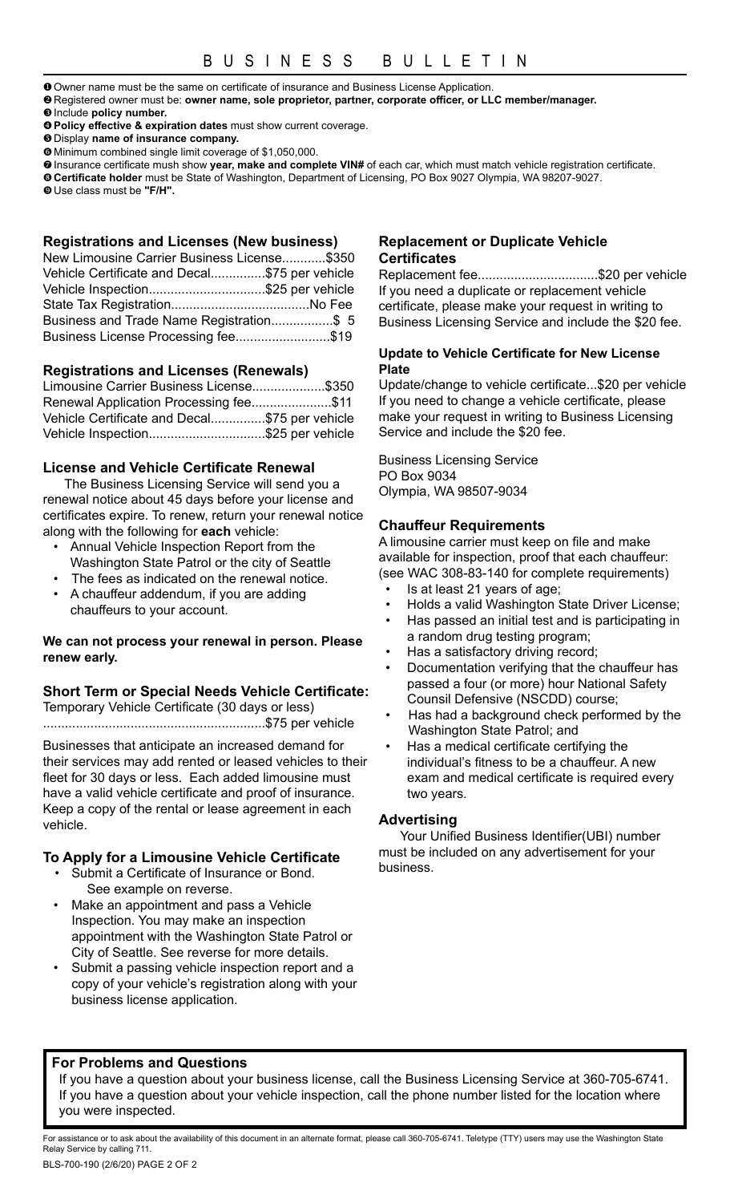# BUSINESS BULLETIN

1. Owner name must be the same on certificate of insurance and Business License Application.
2. Registered owner must be: **owner name, sole proprietor, partner, corporate officer, or LLC member/manager.**
3. Include **policy number.**
4. **Policy effective & expiration dates** must show current coverage.
5. Display **name of insurance company.**
6. Minimum combined single limit coverage of $1,050,000.
7. Insurance certificate mush show **year, make and complete VIN#** of each car, which must match vehicle registration certificate.
8. **Certificate holder** must be State of Washington, Department of Licensing, PO Box 9027 Olympia, WA 98207-9027.
9. Use class must be **"F/H".**

## Registrations and Licenses (New business)

| | |
|---|---|
| New Limousine Carrier Business License | $350 |
| Vehicle Certificate and Decal | $75 per vehicle |
| Vehicle Inspection | $25 per vehicle |
| State Tax Registration | No Fee |
| Business and Trade Name Registration | $ 5 |
| Business License Processing fee | $19 |

## Registrations and Licenses (Renewals)

| | |
|---|---|
| Limousine Carrier Business License | $350 |
| Renewal Application Processing fee | $11 |
| Vehicle Certificate and Decal | $75 per vehicle |
| Vehicle Inspection | $25 per vehicle |

## License and Vehicle Certificate Renewal

The Business Licensing Service will send you a renewal notice about 45 days before your license and certificates expire. To renew, return your renewal notice along with the following for **each** vehicle:

- Annual Vehicle Inspection Report from the Washington State Patrol or the city of Seattle
- The fees as indicated on the renewal notice.
- A chauffeur addendum, if you are adding chauffeurs to your account.

**We can not process your renewal in person. Please renew early.**

## Short Term or Special Needs Vehicle Certificate:

Temporary Vehicle Certificate (30 days or less) ....................$75 per vehicle

Businesses that anticipate an increased demand for their services may add rented or leased vehicles to their fleet for 30 days or less. Each added limousine must have a valid vehicle certificate and proof of insurance. Keep a copy of the rental or lease agreement in each vehicle.

## To Apply for a Limousine Vehicle Certificate

- Submit a Certificate of Insurance or Bond. See example on reverse.
- Make an appointment and pass a Vehicle Inspection. You may make an inspection appointment with the Washington State Patrol or City of Seattle. See reverse for more details.
- Submit a passing vehicle inspection report and a copy of your vehicle's registration along with your business license application.

## Replacement or Duplicate Vehicle Certificates

Replacement fee....................$20 per vehicle

If you need a duplicate or replacement vehicle certificate, please make your request in writing to Business Licensing Service and include the $20 fee.

### Update to Vehicle Certificate for New License Plate

Update/change to vehicle certificate...$20 per vehicle

If you need to change a vehicle certificate, please make your request in writing to Business Licensing Service and include the $20 fee.

Business Licensing Service
PO Box 9034
Olympia, WA 98507-9034

## Chauffeur Requirements

A limousine carrier must keep on file and make available for inspection, proof that each chauffeur: (see WAC 308-83-140 for complete requirements)

- Is at least 21 years of age;
- Holds a valid Washington State Driver License;
- Has passed an initial test and is participating in a random drug testing program;
- Has a satisfactory driving record;
- Documentation verifying that the chauffeur has passed a four (or more) hour National Safety Counsil Defensive (NSCDD) course;
- Has had a background check performed by the Washington State Patrol; and
- Has a medical certificate certifying the individual's fitness to be a chauffeur. A new exam and medical certificate is required every two years.

## Advertising

Your Unified Business Identifier(UBI) number must be included on any advertisement for your business.

## For Problems and Questions

If you have a question about your business license, call the Business Licensing Service at 360-705-6741. If you have a question about your vehicle inspection, call the phone number listed for the location where you were inspected.

For assistance or to ask about the availability of this document in an alternate format, please call 360-705-6741. Teletype (TTY) users may use the Washington State Relay Service by calling 711.

BLS-700-190 (2/6/20)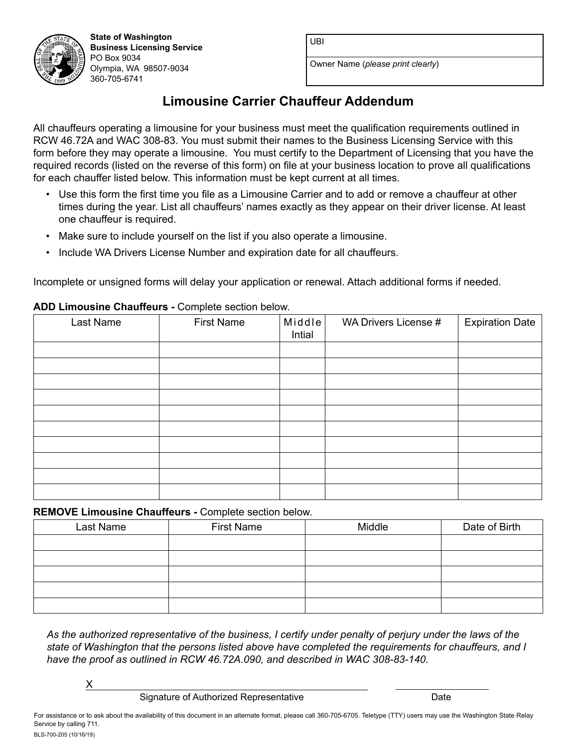State of Washington
**Business Licensing Service**
PO Box 9034
Olympia, WA 98507-9034
360-705-6741

| UBI |
|---|
| Owner Name (*please print clearly*) |

# Limousine Carrier Chauffeur Addendum

All chauffeurs operating a limousine for your business must meet the qualification requirements outlined in RCW 46.72A and WAC 308-83. You must submit their names to the Business Licensing Service with this form before they may operate a limousine. You must certify to the Department of Licensing that you have the required records (listed on the reverse of this form) on file at your business location to prove all qualifications for each chauffer listed below. This information must be kept current at all times.

- Use this form the first time you file as a Limousine Carrier and to add or remove a chauffeur at other times during the year. List all chauffeurs' names exactly as they appear on their driver license. At least one chauffeur is required.
- Make sure to include yourself on the list if you also operate a limousine.
- Include WA Drivers License Number and expiration date for all chauffeurs.

Incomplete or unsigned forms will delay your application or renewal. Attach additional forms if needed.

**ADD Limousine Chauffeurs -** Complete section below.

| Last Name | First Name | Middle Intial | WA Drivers License # | Expiration Date |
|---|---|---|---|---|
| | | | | |
| | | | | |
| | | | | |
| | | | | |
| | | | | |
| | | | | |
| | | | | |
| | | | | |
| | | | | |
| | | | | |

**REMOVE Limousine Chauffeurs -** Complete section below.

| Last Name | First Name | Middle | Date of Birth |
|---|---|---|---|
| | | | |
| | | | |
| | | | |
| | | | |
| | | | |

*As the authorized representative of the business, I certify under penalty of perjury under the laws of the state of Washington that the persons listed above have completed the requirements for chauffeurs, and I have the proof as outlined in RCW 46.72A.090, and described in WAC 308-83-140.*

X ______________________________________ Signature of Authorized Representative

______________ Date

For assistance or to ask about the availability of this document in an alternate format, please call 360-705-6705. Teletype (TTY) users may use the Washington State Relay Service by calling 711.

BLS-700-205 (10/16/19)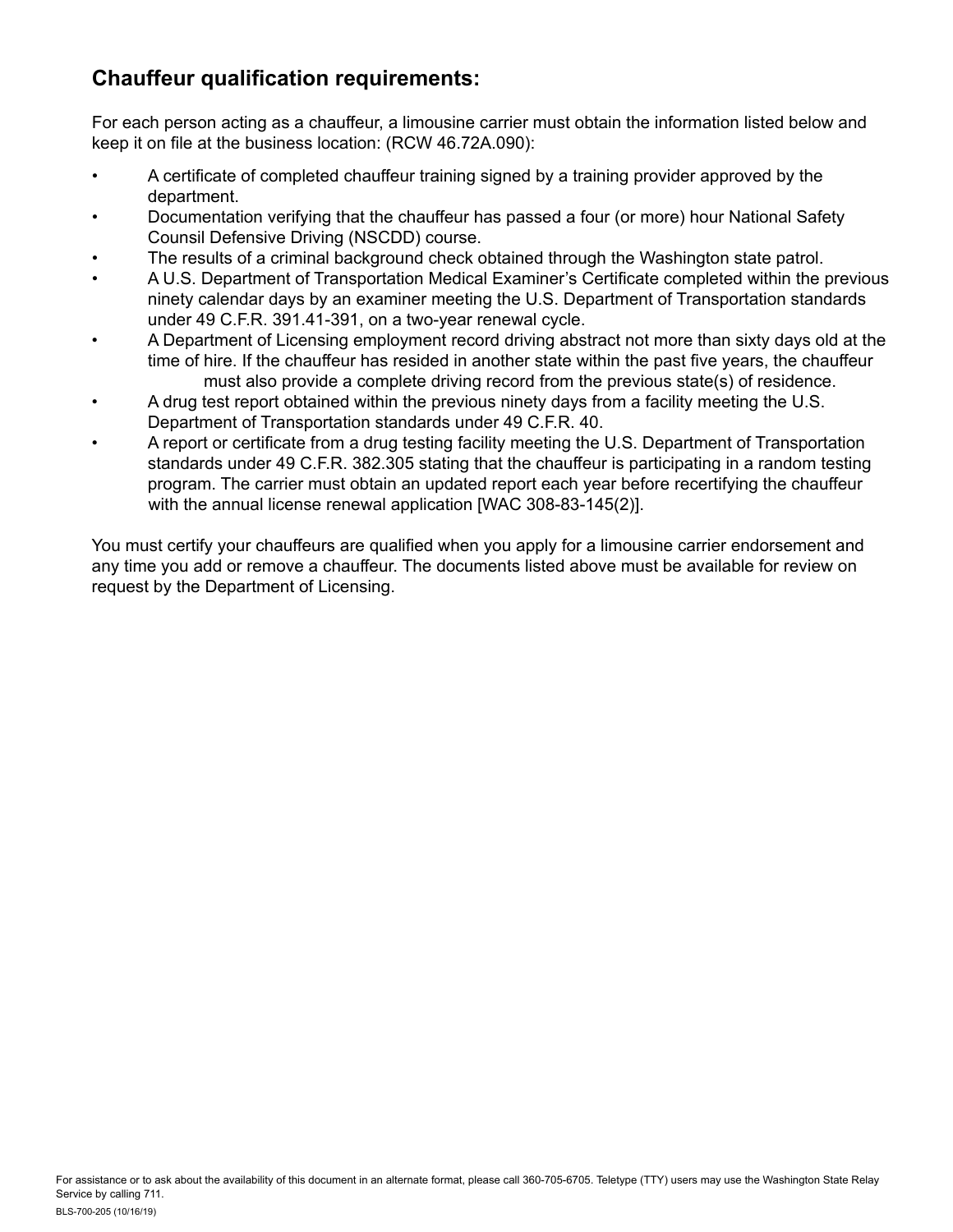## Chauffeur qualification requirements:

For each person acting as a chauffeur, a limousine carrier must obtain the information listed below and keep it on file at the business location: (RCW 46.72A.090):

- A certificate of completed chauffeur training signed by a training provider approved by the department.
- Documentation verifying that the chauffeur has passed a four (or more) hour National Safety Counsil Defensive Driving (NSCDD) course.
- The results of a criminal background check obtained through the Washington state patrol.
- A U.S. Department of Transportation Medical Examiner's Certificate completed within the previous ninety calendar days by an examiner meeting the U.S. Department of Transportation standards under 49 C.F.R. 391.41-391, on a two-year renewal cycle.
- A Department of Licensing employment record driving abstract not more than sixty days old at the time of hire. If the chauffeur has resided in another state within the past five years, the chauffeur must also provide a complete driving record from the previous state(s) of residence.
- A drug test report obtained within the previous ninety days from a facility meeting the U.S. Department of Transportation standards under 49 C.F.R. 40.
- A report or certificate from a drug testing facility meeting the U.S. Department of Transportation standards under 49 C.F.R. 382.305 stating that the chauffeur is participating in a random testing program. The carrier must obtain an updated report each year before recertifying the chauffeur with the annual license renewal application [WAC 308-83-145(2)].

You must certify your chauffeurs are qualified when you apply for a limousine carrier endorsement and any time you add or remove a chauffeur. The documents listed above must be available for review on request by the Department of Licensing.

For assistance or to ask about the availability of this document in an alternate format, please call 360-705-6705. Teletype (TTY) users may use the Washington State Relay Service by calling 711.

BLS-700-205 (10/16/19)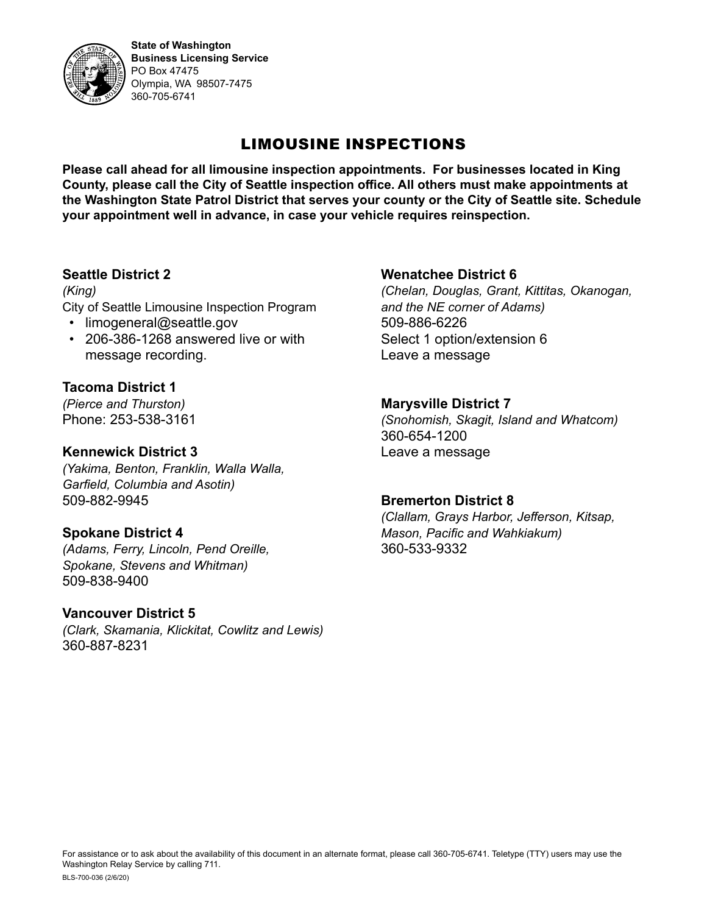**State of Washington**
**Business Licensing Service**
PO Box 47475
Olympia, WA 98507-7475
360-705-6741

# LIMOUSINE INSPECTIONS

**Please call ahead for all limousine inspection appointments. For businesses located in King County, please call the City of Seattle inspection office. All others must make appointments at the Washington State Patrol District that serves your county or the City of Seattle site. Schedule your appointment well in advance, in case your vehicle requires reinspection.**

**Seattle District 2**
*(King)*
City of Seattle Limousine Inspection Program
- limogeneral@seattle.gov
- 206-386-1268 answered live or with message recording.

**Tacoma District 1**
*(Pierce and Thurston)*
Phone: 253-538-3161

**Kennewick District 3**
*(Yakima, Benton, Franklin, Walla Walla, Garfield, Columbia and Asotin)*
509-882-9945

**Spokane District 4**
*(Adams, Ferry, Lincoln, Pend Oreille, Spokane, Stevens and Whitman)*
509-838-9400

**Vancouver District 5**
*(Clark, Skamania, Klickitat, Cowlitz and Lewis)*
360-887-8231

**Wenatchee District 6**
*(Chelan, Douglas, Grant, Kittitas, Okanogan, and the NE corner of Adams)*
509-886-6226
Select 1 option/extension 6
Leave a message

**Marysville District 7**
*(Snohomish, Skagit, Island and Whatcom)*
360-654-1200
Leave a message

**Bremerton District 8**
*(Clallam, Grays Harbor, Jefferson, Kitsap, Mason, Pacific and Wahkiakum)*
360-533-9332

For assistance or to ask about the availability of this document in an alternate format, please call 360-705-6741. Teletype (TTY) users may use the Washington Relay Service by calling 711.

BLS-700-036 (2/6/20)